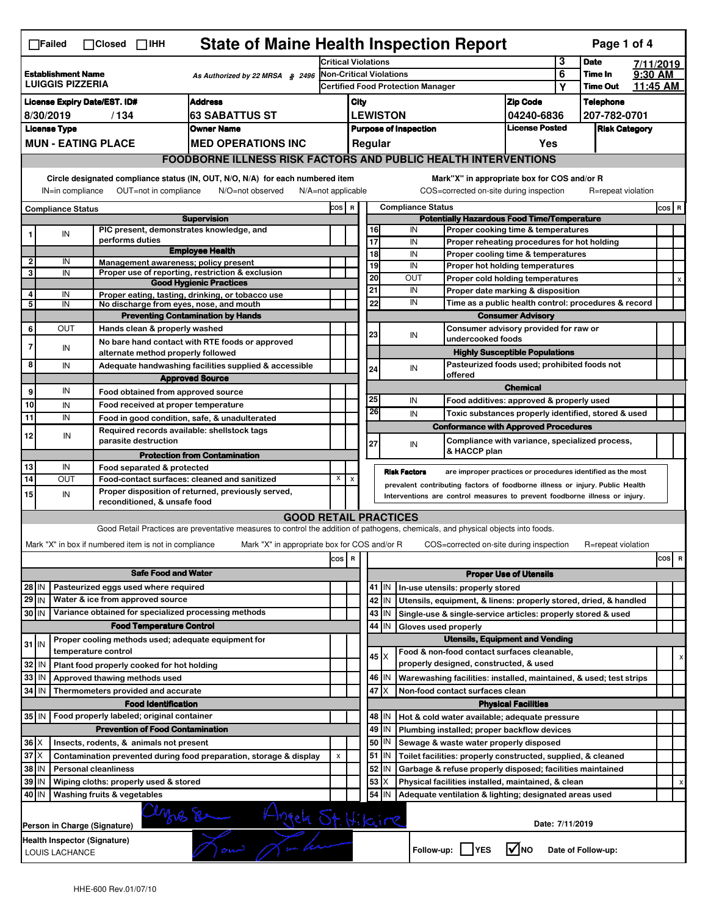☐Failed ☐Closed ☐IHH

# State of Maine Health Inspection Report

Page 1 of 4

| | | | |
|---|---|---|---|
| **Establishment Name** LUIGGIS PIZZERIA | As Authorized by 22 MRSA § 2496 | Critical Violations | 3 |
| | | Non-Critical Violations | 6 |
| | | Certified Food Protection Manager | Y |

**Date** 7/11/2019 **Time In** 9:30 AM **Time Out** 11:45 AM

| License Expiry Date/EST. ID# | Address | City | Zip Code | Telephone |
|---|---|---|---|---|
| 8/30/2019 / 134 | 63 SABATTUS ST | LEWISTON | 04240-6836 | 207-782-0701 |
| **License Type** | **Owner Name** | **Purpose of Inspection** | **License Posted** | **Risk Category** |
| MUN - EATING PLACE | MED OPERATIONS INC | Regular | Yes | |

## FOODBORNE ILLNESS RISK FACTORS AND PUBLIC HEALTH INTERVENTIONS

Circle designated compliance status (IN, OUT, N/O, N/A) for each numbered item
IN=in compliance OUT=not in compliance N/O=not observed N/A=not applicable

Mark"X" in appropriate box for COS and/or R
COS=corrected on-site during inspection R=repeat violation

| # | Compliance Status | Item | COS | R |
|---|---|---|---|---|
| | | **Supervision** | | |
| 1 | IN | PIC present, demonstrates knowledge, and performs duties | | |
| | | **Employee Health** | | |
| 2 | IN | Management awareness; policy present | | |
| 3 | IN | Proper use of reporting, restriction & exclusion | | |
| | | **Good Hygienic Practices** | | |
| 4 | IN | Proper eating, tasting, drinking, or tobacco use | | |
| 5 | IN | No discharge from eyes, nose, and mouth | | |
| | | **Preventing Contamination by Hands** | | |
| 6 | OUT | Hands clean & properly washed | | |
| 7 | IN | No bare hand contact with RTE foods or approved alternate method properly followed | | |
| 8 | IN | Adequate handwashing facilities supplied & accessible | | |
| | | **Approved Source** | | |
| 9 | IN | Food obtained from approved source | | |
| 10 | IN | Food received at proper temperature | | |
| 11 | IN | Food in good condition, safe, & unadulterated | | |
| 12 | IN | Required records available: shellstock tags parasite destruction | | |
| | | **Protection from Contamination** | | |
| 13 | IN | Food separated & protected | | |
| 14 | OUT | Food-contact surfaces: cleaned and sanitized | X | X |
| 15 | IN | Proper disposition of returned, previously served, reconditioned, & unsafe food | | |

| # | Compliance Status | Item | COS | R |
|---|---|---|---|---|
| | | **Potentially Hazardous Food Time/Temperature** | | |
| 16 | IN | Proper cooking time & temperatures | | |
| 17 | IN | Proper reheating procedures for hot holding | | |
| 18 | IN | Proper cooling time & temperatures | | |
| 19 | IN | Proper hot holding temperatures | | |
| 20 | OUT | Proper cold holding temperatures | | X |
| 21 | IN | Proper date marking & disposition | | |
| 22 | IN | Time as a public health control: procedures & record | | |
| | | **Consumer Advisory** | | |
| 23 | IN | Consumer advisory provided for raw or undercooked foods | | |
| | | **Highly Susceptible Populations** | | |
| 24 | IN | Pasteurized foods used; prohibited foods not offered | | |
| | | **Chemical** | | |
| 25 | IN | Food additives: approved & properly used | | |
| 26 | IN | Toxic substances properly identified, stored & used | | |
| | | **Conformance with Approved Procedures** | | |
| 27 | IN | Compliance with variance, specialized process, & HACCP plan | | |

**Risk Factors** are improper practices or procedures identified as the most prevalent contributing factors of foodborne illness or injury. Public Health Interventions are control measures to prevent foodborne illness or injury.

## GOOD RETAIL PRACTICES

Good Retail Practices are preventative measures to control the addition of pathogens, chemicals, and physical objects into foods.

Mark "X" in box if numbered item is not in compliance Mark "X" in appropriate box for COS and/or R COS=corrected on-site during inspection R=repeat violation

| # | | Item | COS | R |
|---|---|---|---|---|
| | | **Safe Food and Water** | | |
| 28 | IN | Pasteurized eggs used where required | | |
| 29 | IN | Water & ice from approved source | | |
| 30 | IN | Variance obtained for specialized processing methods | | |
| | | **Food Temperature Control** | | |
| 31 | IN | Proper cooling methods used; adequate equipment for temperature control | | |
| 32 | IN | Plant food properly cooked for hot holding | | |
| 33 | IN | Approved thawing methods used | | |
| 34 | IN | Thermometers provided and accurate | | |
| | | **Food Identification** | | |
| 35 | IN | Food properly labeled; original container | | |
| | | **Prevention of Food Contamination** | | |
| 36 | X | Insects, rodents, & animals not present | | |
| 37 | X | Contamination prevented during food preparation, storage & display | X | |
| 38 | IN | Personal cleanliness | | |
| 39 | IN | Wiping cloths: properly used & stored | | |
| 40 | IN | Washing fruits & vegetables | | |

| # | | Item | COS | R |
|---|---|---|---|---|
| | | **Proper Use of Utensils** | | |
| 41 | IN | In-use utensils: properly stored | | |
| 42 | IN | Utensils, equipment, & linens: properly stored, dried, & handled | | |
| 43 | IN | Single-use & single-service articles: properly stored & used | | |
| 44 | IN | Gloves used properly | | |
| | | **Utensils, Equipment and Vending** | | |
| 45 | X | Food & non-food contact surfaces cleanable, properly designed, constructed, & used | | X |
| 46 | IN | Warewashing facilities: installed, maintained, & used; test strips | | |
| 47 | X | Non-food contact surfaces clean | | |
| | | **Physical Facilities** | | |
| 48 | IN | Hot & cold water available; adequate pressure | | |
| 49 | IN | Plumbing installed; proper backflow devices | | |
| 50 | IN | Sewage & waste water properly disposed | | |
| 51 | IN | Toilet facilities: properly constructed, supplied, & cleaned | | |
| 52 | IN | Garbage & refuse properly disposed; facilities maintained | | |
| 53 | X | Physical facilities installed, maintained, & clean | | X |
| 54 | IN | Adequate ventilation & lighting; designated areas used | | |

Person in Charge (Signature) Angela St. Hilaire Date: 7/11/2019

Health Inspector (Signature) LOUIS LACHANCE

Follow-up: ☐ YES ☑ NO Date of Follow-up:

HHE-600 Rev.01/07/10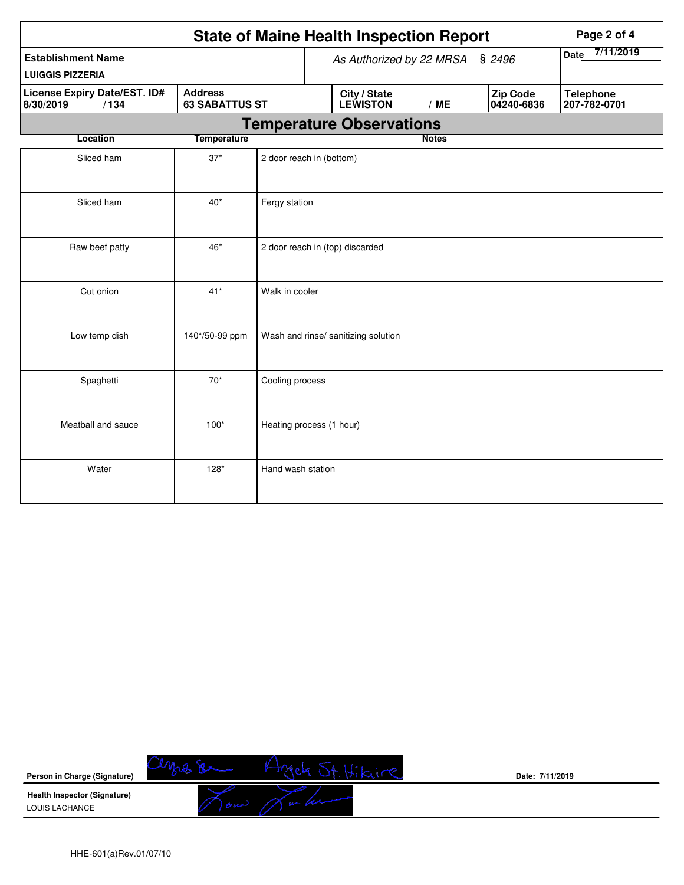# State of Maine Health Inspection Report

| Establishment Name | As Authorized by 22 MRSA § 2496 | | | Date 7/11/2019 |
|---|---|---|---|---|
| LUIGGIS PIZZERIA | | | | |
| License Expiry Date/EST. ID# 8/30/2019 / 134 | Address 63 SABATTUS ST | City / State LEWISTON / ME | Zip Code 04240-6836 | Telephone 207-782-0701 |

## Temperature Observations

| Location | Temperature | Notes |
|---|---|---|
| Sliced ham | 37* | 2 door reach in (bottom) |
| Sliced ham | 40* | Fergy station |
| Raw beef patty | 46* | 2 door reach in (top) discarded |
| Cut onion | 41* | Walk in cooler |
| Low temp dish | 140*/50-99 ppm | Wash and rinse/ sanitizing solution |
| Spaghetti | 70* | Cooling process |
| Meatball and sauce | 100* | Heating process (1 hour) |
| Water | 128* | Hand wash station |

Person in Charge (Signature) Angela St. Hilaire

Date: 7/11/2019

Health Inspector (Signature)
LOUIS LACHANCE

HHE-601(a)Rev.01/07/10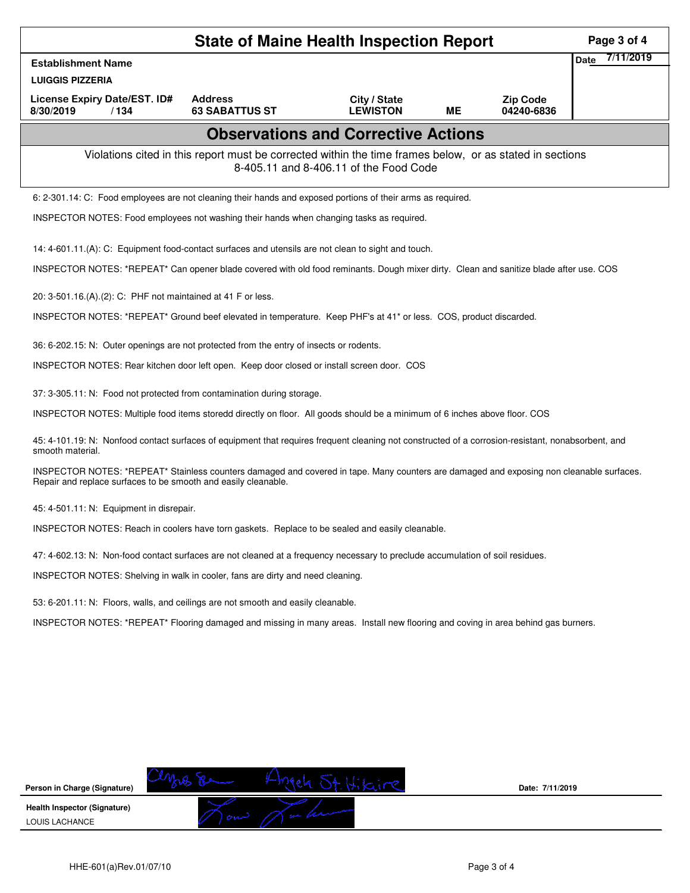# State of Maine Health Inspection Report

| Establishment Name | | | | | Date 7/11/2019 |
|---|---|---|---|---|---|
| LUIGGIS PIZZERIA | | | | | |
| License Expiry Date/EST. ID# | Address | City / State | | Zip Code | |
| 8/30/2019 / 134 | 63 SABATTUS ST | LEWISTON | ME | 04240-6836 | |

## Observations and Corrective Actions

Violations cited in this report must be corrected within the time frames below, or as stated in sections 8-405.11 and 8-406.11 of the Food Code

6: 2-301.14: C: Food employees are not cleaning their hands and exposed portions of their arms as required.

INSPECTOR NOTES: Food employees not washing their hands when changing tasks as required.

14: 4-601.11.(A): C: Equipment food-contact surfaces and utensils are not clean to sight and touch.

INSPECTOR NOTES: *REPEAT* Can opener blade covered with old food reminants. Dough mixer dirty. Clean and sanitize blade after use. COS

20: 3-501.16.(A).(2): C: PHF not maintained at 41 F or less.

INSPECTOR NOTES: *REPEAT* Ground beef elevated in temperature. Keep PHF's at 41* or less. COS, product discarded.

36: 6-202.15: N: Outer openings are not protected from the entry of insects or rodents.

INSPECTOR NOTES: Rear kitchen door left open. Keep door closed or install screen door. COS

37: 3-305.11: N: Food not protected from contamination during storage.

INSPECTOR NOTES: Multiple food items storedd directly on floor. All goods should be a minimum of 6 inches above floor. COS

45: 4-101.19: N: Nonfood contact surfaces of equipment that requires frequent cleaning not constructed of a corrosion-resistant, nonabsorbent, and smooth material.

INSPECTOR NOTES: *REPEAT* Stainless counters damaged and covered in tape. Many counters are damaged and exposing non cleanable surfaces. Repair and replace surfaces to be smooth and easily cleanable.

45: 4-501.11: N: Equipment in disrepair.

INSPECTOR NOTES: Reach in coolers have torn gaskets. Replace to be sealed and easily cleanable.

47: 4-602.13: N: Non-food contact surfaces are not cleaned at a frequency necessary to preclude accumulation of soil residues.

INSPECTOR NOTES: Shelving in walk in cooler, fans are dirty and need cleaning.

53: 6-201.11: N: Floors, walls, and ceilings are not smooth and easily cleanable.

INSPECTOR NOTES: *REPEAT* Flooring damaged and missing in many areas. Install new flooring and coving in area behind gas burners.

Person in Charge (Signature): Angela St. Hilaire    Date: 7/11/2019

Health Inspector (Signature)
LOUIS LACHANCE

HHE-601(a)Rev.01/07/10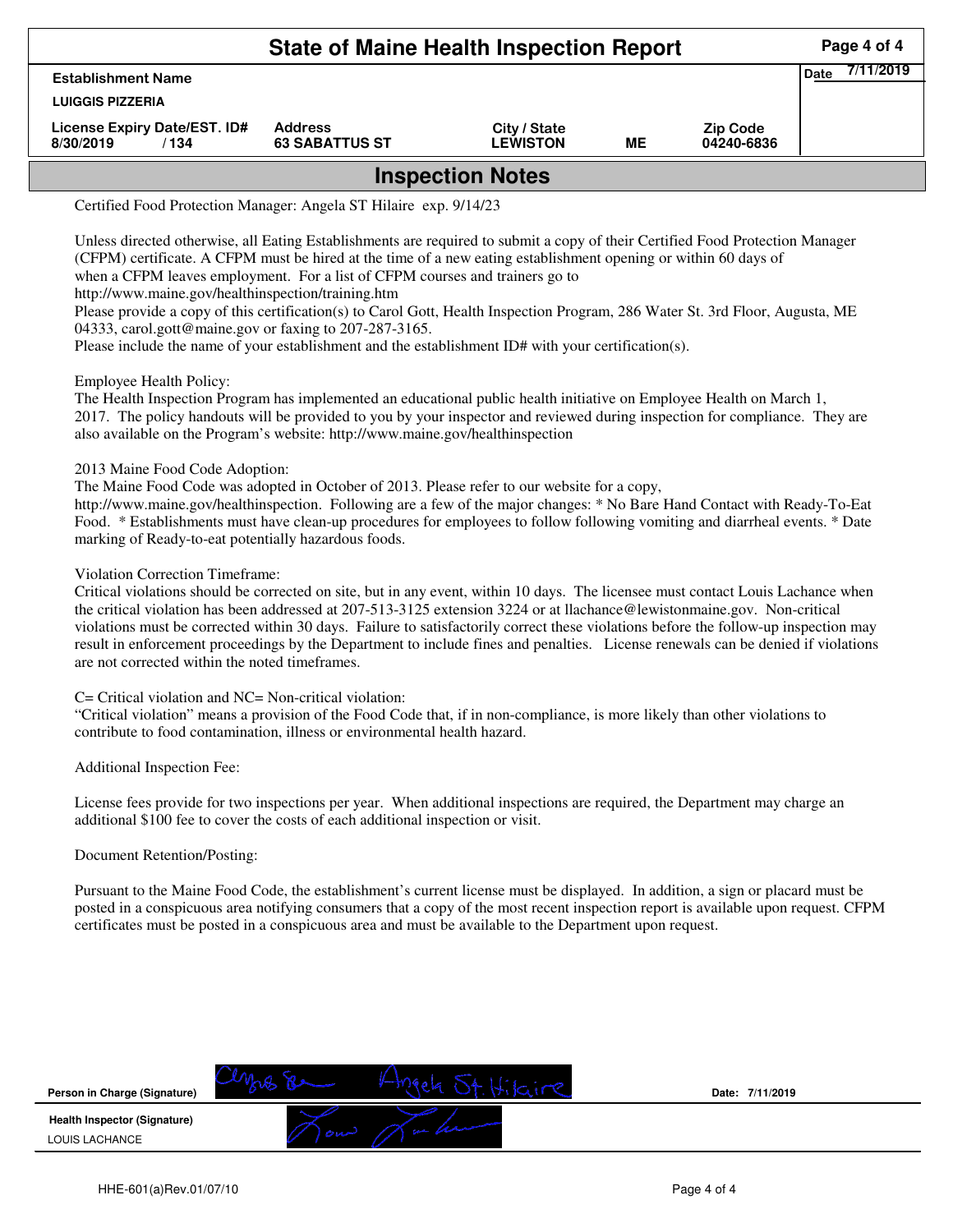# State of Maine Health Inspection Report

| Establishment Name | | | | | Date 7/11/2019 |
|---|---|---|---|---|---|
| LUIGGIS PIZZERIA | | | | | |
| License Expiry Date/EST. ID# | Address | City / State | | Zip Code | |
| 8/30/2019 / 134 | 63 SABATTUS ST | LEWISTON | ME | 04240-6836 | |

## Inspection Notes

Certified Food Protection Manager: Angela ST Hilaire exp. 9/14/23

Unless directed otherwise, all Eating Establishments are required to submit a copy of their Certified Food Protection Manager (CFPM) certificate. A CFPM must be hired at the time of a new eating establishment opening or within 60 days of when a CFPM leaves employment. For a list of CFPM courses and trainers go to http://www.maine.gov/healthinspection/training.htm
Please provide a copy of this certification(s) to Carol Gott, Health Inspection Program, 286 Water St. 3rd Floor, Augusta, ME 04333, carol.gott@maine.gov or faxing to 207-287-3165.
Please include the name of your establishment and the establishment ID# with your certification(s).

Employee Health Policy:
The Health Inspection Program has implemented an educational public health initiative on Employee Health on March 1, 2017. The policy handouts will be provided to you by your inspector and reviewed during inspection for compliance. They are also available on the Program's website: http://www.maine.gov/healthinspection

2013 Maine Food Code Adoption:
The Maine Food Code was adopted in October of 2013. Please refer to our website for a copy, http://www.maine.gov/healthinspection. Following are a few of the major changes: * No Bare Hand Contact with Ready-To-Eat Food. * Establishments must have clean-up procedures for employees to follow following vomiting and diarrheal events. * Date marking of Ready-to-eat potentially hazardous foods.

Violation Correction Timeframe:
Critical violations should be corrected on site, but in any event, within 10 days. The licensee must contact Louis Lachance when the critical violation has been addressed at 207-513-3125 extension 3224 or at llachance@lewistonmaine.gov. Non-critical violations must be corrected within 30 days. Failure to satisfactorily correct these violations before the follow-up inspection may result in enforcement proceedings by the Department to include fines and penalties. License renewals can be denied if violations are not corrected within the noted timeframes.

C= Critical violation and NC= Non-critical violation:
"Critical violation" means a provision of the Food Code that, if in non-compliance, is more likely than other violations to contribute to food contamination, illness or environmental health hazard.

Additional Inspection Fee:

License fees provide for two inspections per year. When additional inspections are required, the Department may charge an additional $100 fee to cover the costs of each additional inspection or visit.

Document Retention/Posting:

Pursuant to the Maine Food Code, the establishment's current license must be displayed. In addition, a sign or placard must be posted in a conspicuous area notifying consumers that a copy of the most recent inspection report is available upon request. CFPM certificates must be posted in a conspicuous area and must be available to the Department upon request.

**Person in Charge (Signature)** Angela St Hilaire **Date:** 7/11/2019

**Health Inspector (Signature)**
LOUIS LACHANCE